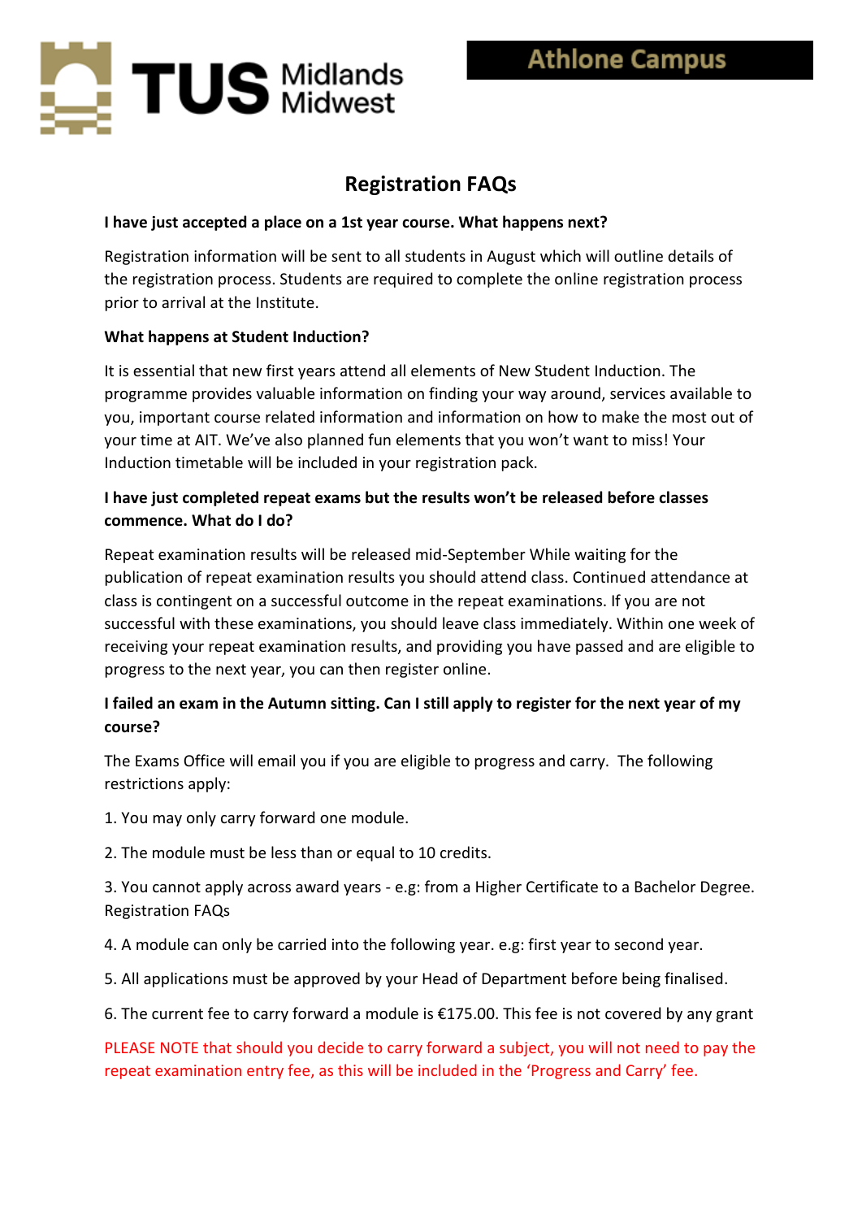TUS Midlands Midwest

Athlone Campus

# Registration FAQs

**I have just accepted a place on a 1st year course. What happens next?**

Registration information will be sent to all students in August which will outline details of the registration process. Students are required to complete the online registration process prior to arrival at the Institute.

**What happens at Student Induction?**

It is essential that new first years attend all elements of New Student Induction. The programme provides valuable information on finding your way around, services available to you, important course related information and information on how to make the most out of your time at AIT. We've also planned fun elements that you won't want to miss! Your Induction timetable will be included in your registration pack.

**I have just completed repeat exams but the results won't be released before classes commence. What do I do?**

Repeat examination results will be released mid-September While waiting for the publication of repeat examination results you should attend class. Continued attendance at class is contingent on a successful outcome in the repeat examinations. If you are not successful with these examinations, you should leave class immediately. Within one week of receiving your repeat examination results, and providing you have passed and are eligible to progress to the next year, you can then register online.

**I failed an exam in the Autumn sitting. Can I still apply to register for the next year of my course?**

The Exams Office will email you if you are eligible to progress and carry. The following restrictions apply:

1. You may only carry forward one module.

2. The module must be less than or equal to 10 credits.

3. You cannot apply across award years - e.g: from a Higher Certificate to a Bachelor Degree. Registration FAQs

4. A module can only be carried into the following year. e.g: first year to second year.

5. All applications must be approved by your Head of Department before being finalised.

6. The current fee to carry forward a module is €175.00. This fee is not covered by any grant

PLEASE NOTE that should you decide to carry forward a subject, you will not need to pay the repeat examination entry fee, as this will be included in the 'Progress and Carry' fee.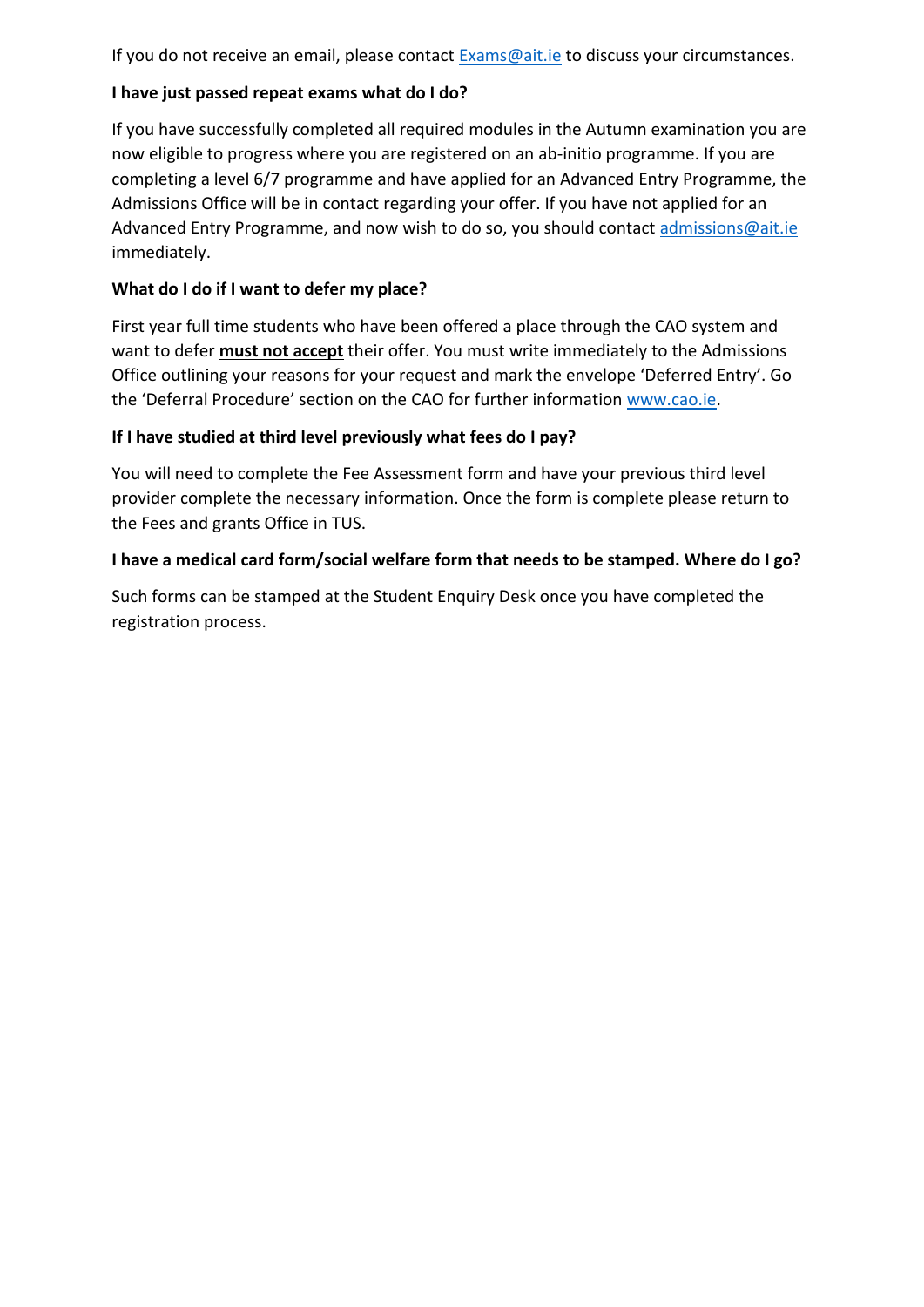If you do not receive an email, please contact Exams@ait.ie to discuss your circumstances.

**I have just passed repeat exams what do I do?**

If you have successfully completed all required modules in the Autumn examination you are now eligible to progress where you are registered on an ab-initio programme. If you are completing a level 6/7 programme and have applied for an Advanced Entry Programme, the Admissions Office will be in contact regarding your offer. If you have not applied for an Advanced Entry Programme, and now wish to do so, you should contact admissions@ait.ie immediately.

**What do I do if I want to defer my place?**

First year full time students who have been offered a place through the CAO system and want to defer **must not accept** their offer. You must write immediately to the Admissions Office outlining your reasons for your request and mark the envelope 'Deferred Entry'. Go the 'Deferral Procedure' section on the CAO for further information www.cao.ie.

**If I have studied at third level previously what fees do I pay?**

You will need to complete the Fee Assessment form and have your previous third level provider complete the necessary information. Once the form is complete please return to the Fees and grants Office in TUS.

**I have a medical card form/social welfare form that needs to be stamped. Where do I go?**

Such forms can be stamped at the Student Enquiry Desk once you have completed the registration process.